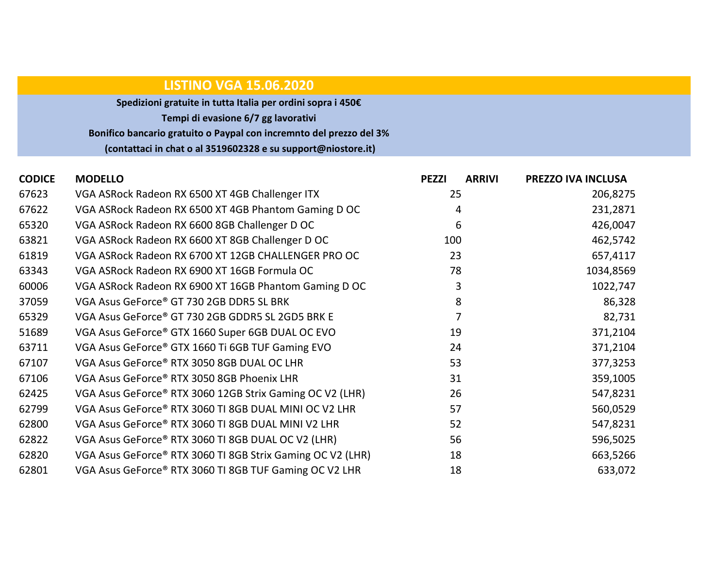# LISTINO VGA 15.06.2020

**Spedizioni gratuite in tutta Italia per ordini sopra i 450€**

**Tempi di evasione 6/7 gg lavorativi**

**Bonifico bancario gratuito o Paypal con incremnto del prezzo del 3%**

**(contattaci in chat o al 3519602328 e su support@niostore.it)**

| CODICE | MODELLO | PEZZI | ARRIVI | PREZZO IVA INCLUSA |
|---|---|---|---|---|
| 67623 | VGA ASRock Radeon RX 6500 XT 4GB Challenger ITX | 25 | | 206,8275 |
| 67622 | VGA ASRock Radeon RX 6500 XT 4GB Phantom Gaming D OC | 4 | | 231,2871 |
| 65320 | VGA ASRock Radeon RX 6600 8GB Challenger D OC | 6 | | 426,0047 |
| 63821 | VGA ASRock Radeon RX 6600 XT 8GB Challenger D OC | 100 | | 462,5742 |
| 61819 | VGA ASRock Radeon RX 6700 XT 12GB CHALLENGER PRO OC | 23 | | 657,4117 |
| 63343 | VGA ASRock Radeon RX 6900 XT 16GB Formula OC | 78 | | 1034,8569 |
| 60006 | VGA ASRock Radeon RX 6900 XT 16GB Phantom Gaming D OC | 3 | | 1022,747 |
| 37059 | VGA Asus GeForce® GT 730 2GB DDR5 SL BRK | 8 | | 86,328 |
| 65329 | VGA Asus GeForce® GT 730 2GB GDDR5 SL 2GD5 BRK E | 7 | | 82,731 |
| 51689 | VGA Asus GeForce® GTX 1660 Super 6GB DUAL OC EVO | 19 | | 371,2104 |
| 63711 | VGA Asus GeForce® GTX 1660 Ti 6GB TUF Gaming EVO | 24 | | 371,2104 |
| 67107 | VGA Asus GeForce® RTX 3050 8GB DUAL OC LHR | 53 | | 377,3253 |
| 67106 | VGA Asus GeForce® RTX 3050 8GB Phoenix LHR | 31 | | 359,1005 |
| 62425 | VGA Asus GeForce® RTX 3060 12GB Strix Gaming OC V2 (LHR) | 26 | | 547,8231 |
| 62799 | VGA Asus GeForce® RTX 3060 TI 8GB DUAL MINI OC V2 LHR | 57 | | 560,0529 |
| 62800 | VGA Asus GeForce® RTX 3060 TI 8GB DUAL MINI V2 LHR | 52 | | 547,8231 |
| 62822 | VGA Asus GeForce® RTX 3060 TI 8GB DUAL OC V2 (LHR) | 56 | | 596,5025 |
| 62820 | VGA Asus GeForce® RTX 3060 TI 8GB Strix Gaming OC V2 (LHR) | 18 | | 663,5266 |
| 62801 | VGA Asus GeForce® RTX 3060 TI 8GB TUF Gaming OC V2 LHR | 18 | | 633,072 |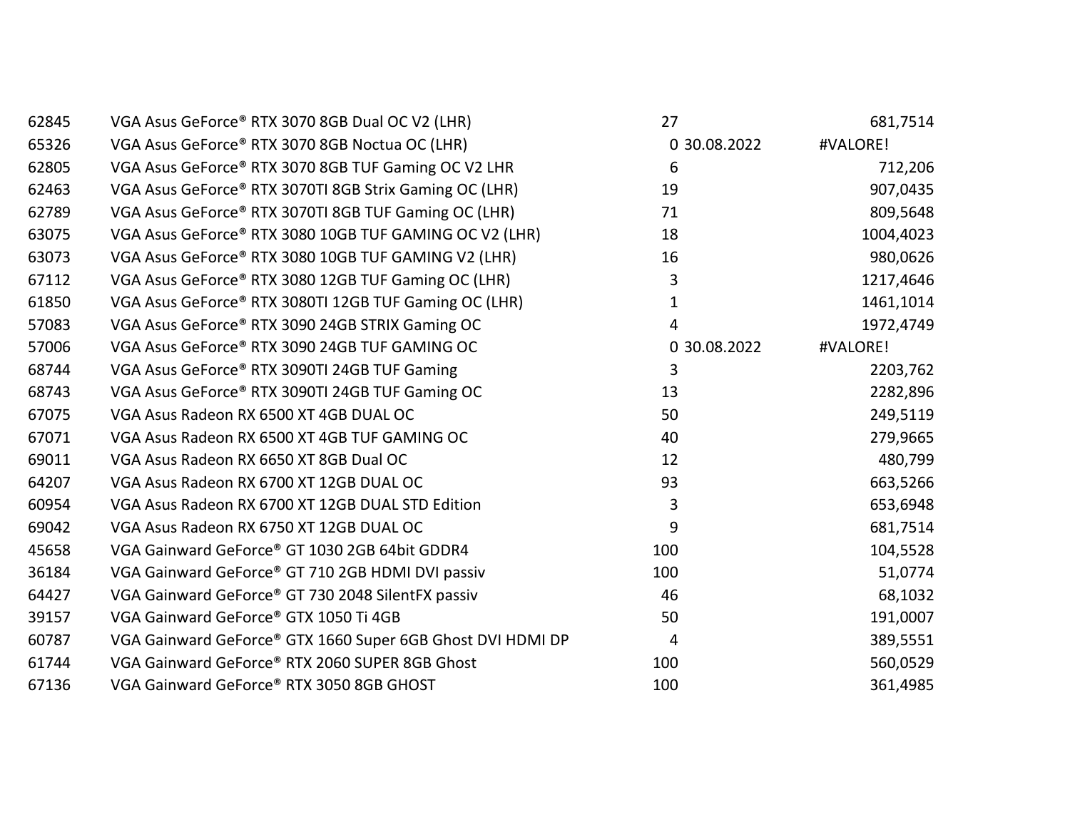| | | | | |
|---|---|---|---|---|
| 62845 | VGA Asus GeForce® RTX 3070 8GB Dual OC V2 (LHR) | 27 | | 681,7514 |
| 65326 | VGA Asus GeForce® RTX 3070 8GB Noctua OC (LHR) | 0 | 30.08.2022 | #VALORE! |
| 62805 | VGA Asus GeForce® RTX 3070 8GB TUF Gaming OC V2 LHR | 6 | | 712,206 |
| 62463 | VGA Asus GeForce® RTX 3070TI 8GB Strix Gaming OC (LHR) | 19 | | 907,0435 |
| 62789 | VGA Asus GeForce® RTX 3070TI 8GB TUF Gaming OC (LHR) | 71 | | 809,5648 |
| 63075 | VGA Asus GeForce® RTX 3080 10GB TUF GAMING OC V2 (LHR) | 18 | | 1004,4023 |
| 63073 | VGA Asus GeForce® RTX 3080 10GB TUF GAMING V2 (LHR) | 16 | | 980,0626 |
| 67112 | VGA Asus GeForce® RTX 3080 12GB TUF Gaming OC (LHR) | 3 | | 1217,4646 |
| 61850 | VGA Asus GeForce® RTX 3080TI 12GB TUF Gaming OC (LHR) | 1 | | 1461,1014 |
| 57083 | VGA Asus GeForce® RTX 3090 24GB STRIX Gaming OC | 4 | | 1972,4749 |
| 57006 | VGA Asus GeForce® RTX 3090 24GB TUF GAMING OC | 0 | 30.08.2022 | #VALORE! |
| 68744 | VGA Asus GeForce® RTX 3090TI 24GB TUF Gaming | 3 | | 2203,762 |
| 68743 | VGA Asus GeForce® RTX 3090TI 24GB TUF Gaming OC | 13 | | 2282,896 |
| 67075 | VGA Asus Radeon RX 6500 XT 4GB DUAL OC | 50 | | 249,5119 |
| 67071 | VGA Asus Radeon RX 6500 XT 4GB TUF GAMING OC | 40 | | 279,9665 |
| 69011 | VGA Asus Radeon RX 6650 XT 8GB Dual OC | 12 | | 480,799 |
| 64207 | VGA Asus Radeon RX 6700 XT 12GB DUAL OC | 93 | | 663,5266 |
| 60954 | VGA Asus Radeon RX 6700 XT 12GB DUAL STD Edition | 3 | | 653,6948 |
| 69042 | VGA Asus Radeon RX 6750 XT 12GB DUAL OC | 9 | | 681,7514 |
| 45658 | VGA Gainward GeForce® GT 1030 2GB 64bit GDDR4 | 100 | | 104,5528 |
| 36184 | VGA Gainward GeForce® GT 710 2GB HDMI DVI passiv | 100 | | 51,0774 |
| 64427 | VGA Gainward GeForce® GT 730 2048 SilentFX passiv | 46 | | 68,1032 |
| 39157 | VGA Gainward GeForce® GTX 1050 Ti 4GB | 50 | | 191,0007 |
| 60787 | VGA Gainward GeForce® GTX 1660 Super 6GB Ghost DVI HDMI DP | 4 | | 389,5551 |
| 61744 | VGA Gainward GeForce® RTX 2060 SUPER 8GB Ghost | 100 | | 560,0529 |
| 67136 | VGA Gainward GeForce® RTX 3050 8GB GHOST | 100 | | 361,4985 |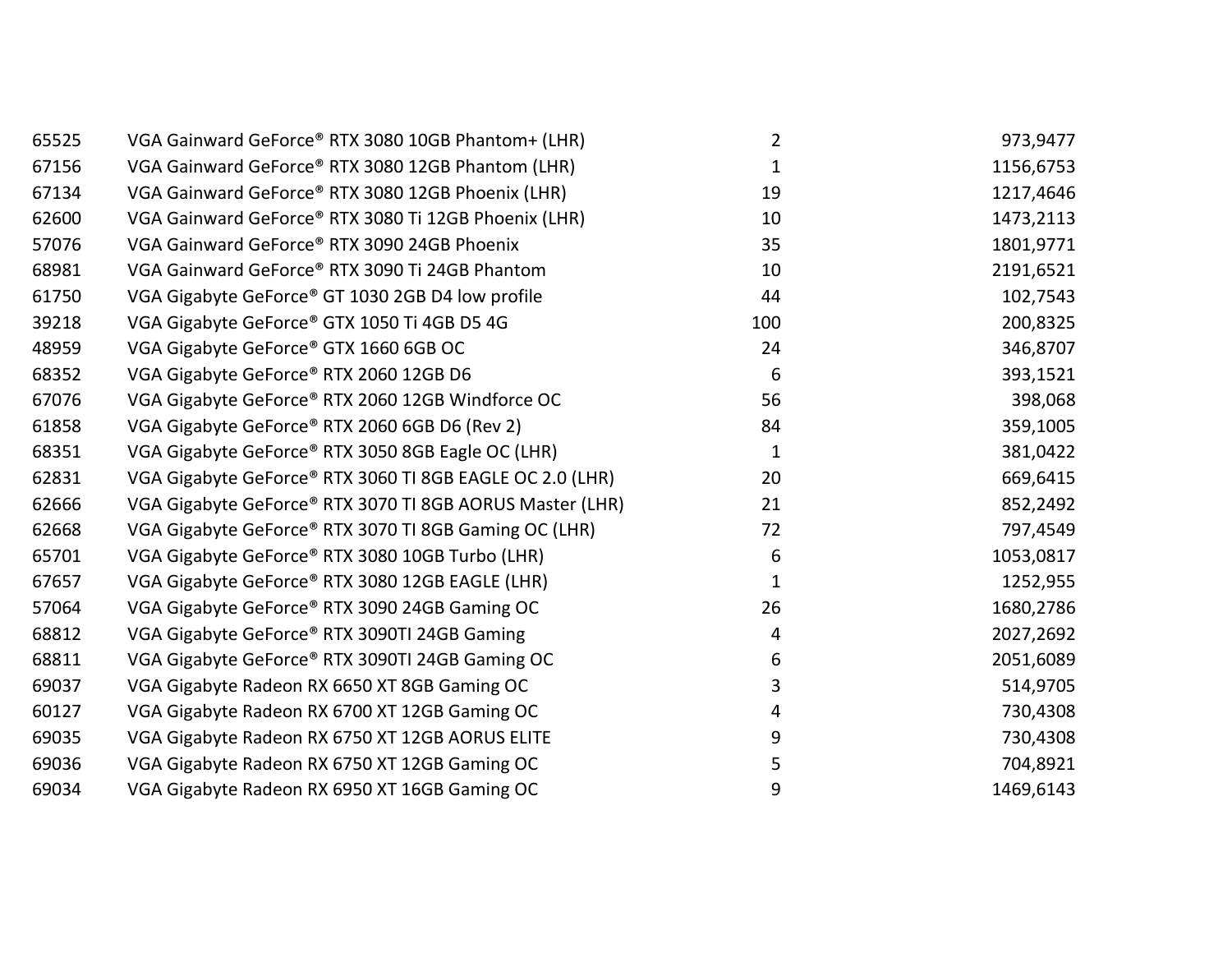| | | | |
|---|---|---|---|
| 65525 | VGA Gainward GeForce® RTX 3080 10GB Phantom+ (LHR) | 2 | 973,9477 |
| 67156 | VGA Gainward GeForce® RTX 3080 12GB Phantom (LHR) | 1 | 1156,6753 |
| 67134 | VGA Gainward GeForce® RTX 3080 12GB Phoenix (LHR) | 19 | 1217,4646 |
| 62600 | VGA Gainward GeForce® RTX 3080 Ti 12GB Phoenix (LHR) | 10 | 1473,2113 |
| 57076 | VGA Gainward GeForce® RTX 3090 24GB Phoenix | 35 | 1801,9771 |
| 68981 | VGA Gainward GeForce® RTX 3090 Ti 24GB Phantom | 10 | 2191,6521 |
| 61750 | VGA Gigabyte GeForce® GT 1030 2GB D4 low profile | 44 | 102,7543 |
| 39218 | VGA Gigabyte GeForce® GTX 1050 Ti 4GB D5 4G | 100 | 200,8325 |
| 48959 | VGA Gigabyte GeForce® GTX 1660 6GB OC | 24 | 346,8707 |
| 68352 | VGA Gigabyte GeForce® RTX 2060 12GB D6 | 6 | 393,1521 |
| 67076 | VGA Gigabyte GeForce® RTX 2060 12GB Windforce OC | 56 | 398,068 |
| 61858 | VGA Gigabyte GeForce® RTX 2060 6GB D6 (Rev 2) | 84 | 359,1005 |
| 68351 | VGA Gigabyte GeForce® RTX 3050 8GB Eagle OC (LHR) | 1 | 381,0422 |
| 62831 | VGA Gigabyte GeForce® RTX 3060 TI 8GB EAGLE OC 2.0 (LHR) | 20 | 669,6415 |
| 62666 | VGA Gigabyte GeForce® RTX 3070 TI 8GB AORUS Master (LHR) | 21 | 852,2492 |
| 62668 | VGA Gigabyte GeForce® RTX 3070 TI 8GB Gaming OC (LHR) | 72 | 797,4549 |
| 65701 | VGA Gigabyte GeForce® RTX 3080 10GB Turbo (LHR) | 6 | 1053,0817 |
| 67657 | VGA Gigabyte GeForce® RTX 3080 12GB EAGLE (LHR) | 1 | 1252,955 |
| 57064 | VGA Gigabyte GeForce® RTX 3090 24GB Gaming OC | 26 | 1680,2786 |
| 68812 | VGA Gigabyte GeForce® RTX 3090TI 24GB Gaming | 4 | 2027,2692 |
| 68811 | VGA Gigabyte GeForce® RTX 3090TI 24GB Gaming OC | 6 | 2051,6089 |
| 69037 | VGA Gigabyte Radeon RX 6650 XT 8GB Gaming OC | 3 | 514,9705 |
| 60127 | VGA Gigabyte Radeon RX 6700 XT 12GB Gaming OC | 4 | 730,4308 |
| 69035 | VGA Gigabyte Radeon RX 6750 XT 12GB AORUS ELITE | 9 | 730,4308 |
| 69036 | VGA Gigabyte Radeon RX 6750 XT 12GB Gaming OC | 5 | 704,8921 |
| 69034 | VGA Gigabyte Radeon RX 6950 XT 16GB Gaming OC | 9 | 1469,6143 |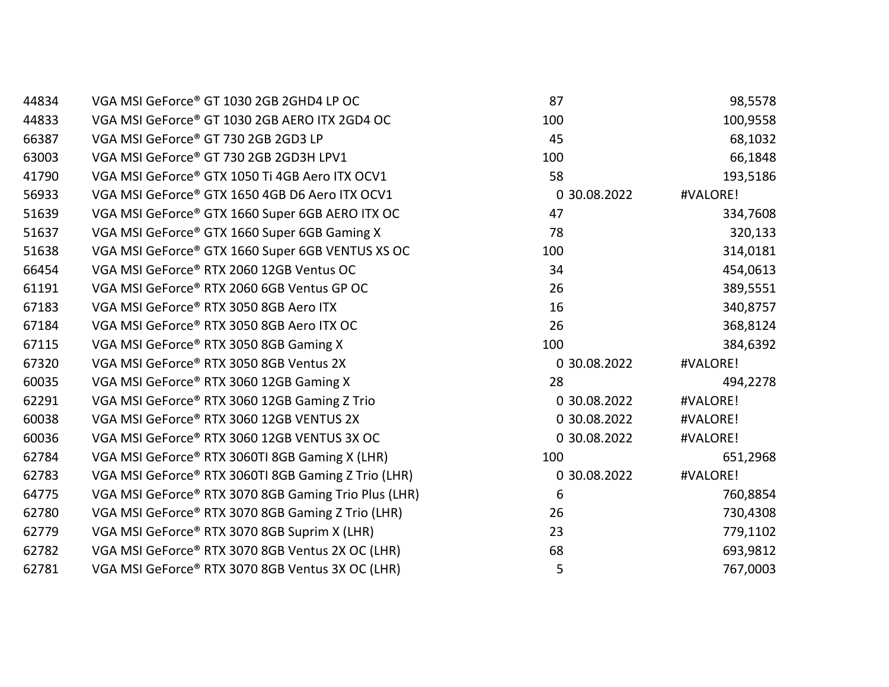| | | | | |
|---|---|---|---|---|
| 44834 | VGA MSI GeForce® GT 1030 2GB 2GHD4 LP OC | 87 | | 98,5578 |
| 44833 | VGA MSI GeForce® GT 1030 2GB AERO ITX 2GD4 OC | 100 | | 100,9558 |
| 66387 | VGA MSI GeForce® GT 730 2GB 2GD3 LP | 45 | | 68,1032 |
| 63003 | VGA MSI GeForce® GT 730 2GB 2GD3H LPV1 | 100 | | 66,1848 |
| 41790 | VGA MSI GeForce® GTX 1050 Ti 4GB Aero ITX OCV1 | 58 | | 193,5186 |
| 56933 | VGA MSI GeForce® GTX 1650 4GB D6 Aero ITX OCV1 | 0 | 30.08.2022 | #VALORE! |
| 51639 | VGA MSI GeForce® GTX 1660 Super 6GB AERO ITX OC | 47 | | 334,7608 |
| 51637 | VGA MSI GeForce® GTX 1660 Super 6GB Gaming X | 78 | | 320,133 |
| 51638 | VGA MSI GeForce® GTX 1660 Super 6GB VENTUS XS OC | 100 | | 314,0181 |
| 66454 | VGA MSI GeForce® RTX 2060 12GB Ventus OC | 34 | | 454,0613 |
| 61191 | VGA MSI GeForce® RTX 2060 6GB Ventus GP OC | 26 | | 389,5551 |
| 67183 | VGA MSI GeForce® RTX 3050 8GB Aero ITX | 16 | | 340,8757 |
| 67184 | VGA MSI GeForce® RTX 3050 8GB Aero ITX OC | 26 | | 368,8124 |
| 67115 | VGA MSI GeForce® RTX 3050 8GB Gaming X | 100 | | 384,6392 |
| 67320 | VGA MSI GeForce® RTX 3050 8GB Ventus 2X | 0 | 30.08.2022 | #VALORE! |
| 60035 | VGA MSI GeForce® RTX 3060 12GB Gaming X | 28 | | 494,2278 |
| 62291 | VGA MSI GeForce® RTX 3060 12GB Gaming Z Trio | 0 | 30.08.2022 | #VALORE! |
| 60038 | VGA MSI GeForce® RTX 3060 12GB VENTUS 2X | 0 | 30.08.2022 | #VALORE! |
| 60036 | VGA MSI GeForce® RTX 3060 12GB VENTUS 3X OC | 0 | 30.08.2022 | #VALORE! |
| 62784 | VGA MSI GeForce® RTX 3060TI 8GB Gaming X (LHR) | 100 | | 651,2968 |
| 62783 | VGA MSI GeForce® RTX 3060TI 8GB Gaming Z Trio (LHR) | 0 | 30.08.2022 | #VALORE! |
| 64775 | VGA MSI GeForce® RTX 3070 8GB Gaming Trio Plus (LHR) | 6 | | 760,8854 |
| 62780 | VGA MSI GeForce® RTX 3070 8GB Gaming Z Trio (LHR) | 26 | | 730,4308 |
| 62779 | VGA MSI GeForce® RTX 3070 8GB Suprim X (LHR) | 23 | | 779,1102 |
| 62782 | VGA MSI GeForce® RTX 3070 8GB Ventus 2X OC (LHR) | 68 | | 693,9812 |
| 62781 | VGA MSI GeForce® RTX 3070 8GB Ventus 3X OC (LHR) | 5 | | 767,0003 |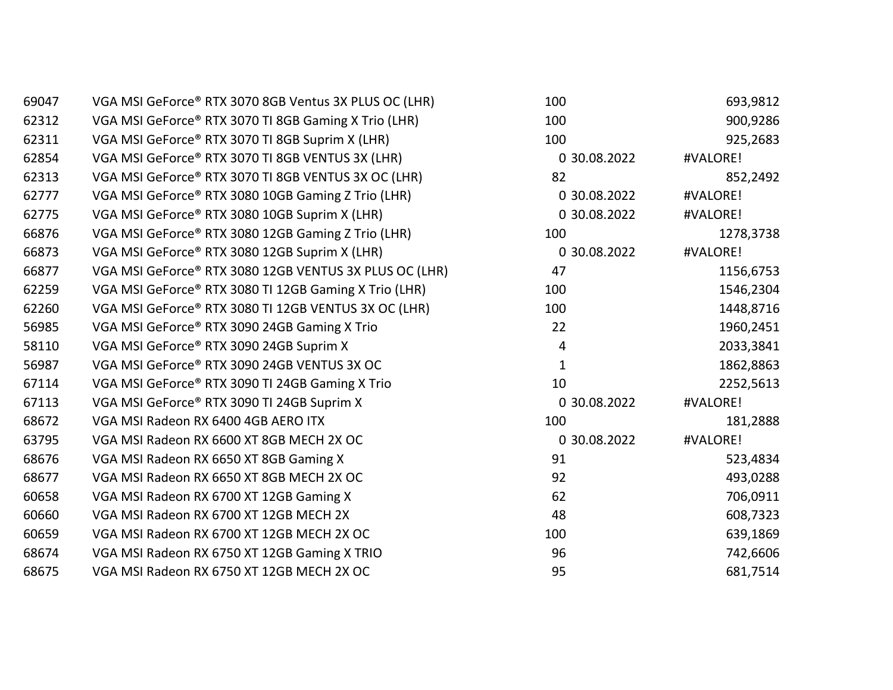| | | | | |
|---|---|---|---|---|
| 69047 | VGA MSI GeForce® RTX 3070 8GB Ventus 3X PLUS OC (LHR) | 100 | | 693,9812 |
| 62312 | VGA MSI GeForce® RTX 3070 TI 8GB Gaming X Trio (LHR) | 100 | | 900,9286 |
| 62311 | VGA MSI GeForce® RTX 3070 TI 8GB Suprim X (LHR) | 100 | | 925,2683 |
| 62854 | VGA MSI GeForce® RTX 3070 TI 8GB VENTUS 3X (LHR) | 0 | 30.08.2022 | #VALORE! |
| 62313 | VGA MSI GeForce® RTX 3070 TI 8GB VENTUS 3X OC (LHR) | 82 | | 852,2492 |
| 62777 | VGA MSI GeForce® RTX 3080 10GB Gaming Z Trio (LHR) | 0 | 30.08.2022 | #VALORE! |
| 62775 | VGA MSI GeForce® RTX 3080 10GB Suprim X (LHR) | 0 | 30.08.2022 | #VALORE! |
| 66876 | VGA MSI GeForce® RTX 3080 12GB Gaming Z Trio (LHR) | 100 | | 1278,3738 |
| 66873 | VGA MSI GeForce® RTX 3080 12GB Suprim X (LHR) | 0 | 30.08.2022 | #VALORE! |
| 66877 | VGA MSI GeForce® RTX 3080 12GB VENTUS 3X PLUS OC (LHR) | 47 | | 1156,6753 |
| 62259 | VGA MSI GeForce® RTX 3080 TI 12GB Gaming X Trio (LHR) | 100 | | 1546,2304 |
| 62260 | VGA MSI GeForce® RTX 3080 TI 12GB VENTUS 3X OC (LHR) | 100 | | 1448,8716 |
| 56985 | VGA MSI GeForce® RTX 3090 24GB Gaming X Trio | 22 | | 1960,2451 |
| 58110 | VGA MSI GeForce® RTX 3090 24GB Suprim X | 4 | | 2033,3841 |
| 56987 | VGA MSI GeForce® RTX 3090 24GB VENTUS 3X OC | 1 | | 1862,8863 |
| 67114 | VGA MSI GeForce® RTX 3090 TI 24GB Gaming X Trio | 10 | | 2252,5613 |
| 67113 | VGA MSI GeForce® RTX 3090 TI 24GB Suprim X | 0 | 30.08.2022 | #VALORE! |
| 68672 | VGA MSI Radeon RX 6400 4GB AERO ITX | 100 | | 181,2888 |
| 63795 | VGA MSI Radeon RX 6600 XT 8GB MECH 2X OC | 0 | 30.08.2022 | #VALORE! |
| 68676 | VGA MSI Radeon RX 6650 XT 8GB Gaming X | 91 | | 523,4834 |
| 68677 | VGA MSI Radeon RX 6650 XT 8GB MECH 2X OC | 92 | | 493,0288 |
| 60658 | VGA MSI Radeon RX 6700 XT 12GB Gaming X | 62 | | 706,0911 |
| 60660 | VGA MSI Radeon RX 6700 XT 12GB MECH 2X | 48 | | 608,7323 |
| 60659 | VGA MSI Radeon RX 6700 XT 12GB MECH 2X OC | 100 | | 639,1869 |
| 68674 | VGA MSI Radeon RX 6750 XT 12GB Gaming X TRIO | 96 | | 742,6606 |
| 68675 | VGA MSI Radeon RX 6750 XT 12GB MECH 2X OC | 95 | | 681,7514 |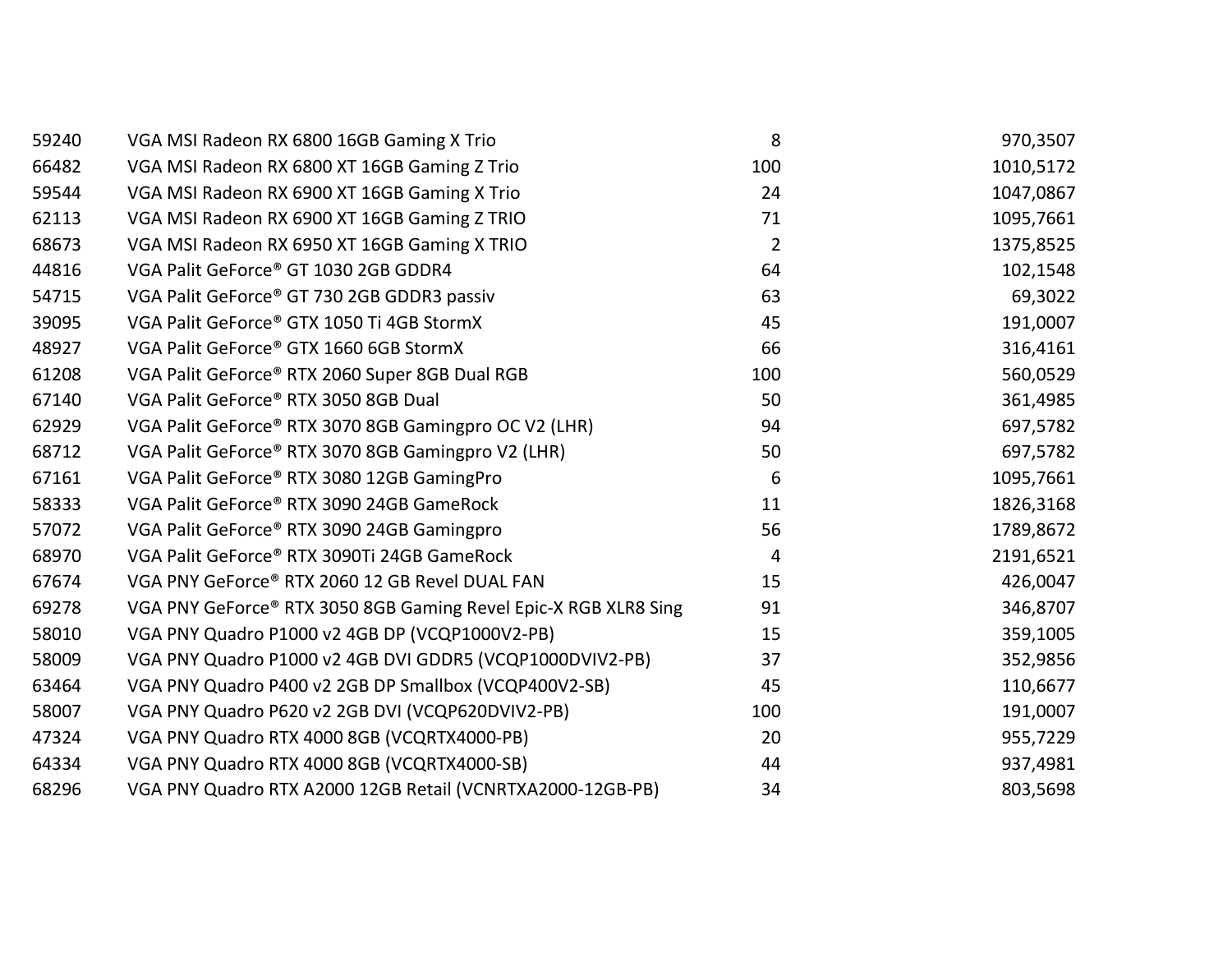| | | | |
|---|---|---|---|
| 59240 | VGA MSI Radeon RX 6800 16GB Gaming X Trio | 8 | 970,3507 |
| 66482 | VGA MSI Radeon RX 6800 XT 16GB Gaming Z Trio | 100 | 1010,5172 |
| 59544 | VGA MSI Radeon RX 6900 XT 16GB Gaming X Trio | 24 | 1047,0867 |
| 62113 | VGA MSI Radeon RX 6900 XT 16GB Gaming Z TRIO | 71 | 1095,7661 |
| 68673 | VGA MSI Radeon RX 6950 XT 16GB Gaming X TRIO | 2 | 1375,8525 |
| 44816 | VGA Palit GeForce® GT 1030 2GB GDDR4 | 64 | 102,1548 |
| 54715 | VGA Palit GeForce® GT 730 2GB GDDR3 passiv | 63 | 69,3022 |
| 39095 | VGA Palit GeForce® GTX 1050 Ti 4GB StormX | 45 | 191,0007 |
| 48927 | VGA Palit GeForce® GTX 1660 6GB StormX | 66 | 316,4161 |
| 61208 | VGA Palit GeForce® RTX 2060 Super 8GB Dual RGB | 100 | 560,0529 |
| 67140 | VGA Palit GeForce® RTX 3050 8GB Dual | 50 | 361,4985 |
| 62929 | VGA Palit GeForce® RTX 3070 8GB Gamingpro OC V2 (LHR) | 94 | 697,5782 |
| 68712 | VGA Palit GeForce® RTX 3070 8GB Gamingpro V2 (LHR) | 50 | 697,5782 |
| 67161 | VGA Palit GeForce® RTX 3080 12GB GamingPro | 6 | 1095,7661 |
| 58333 | VGA Palit GeForce® RTX 3090 24GB GameRock | 11 | 1826,3168 |
| 57072 | VGA Palit GeForce® RTX 3090 24GB Gamingpro | 56 | 1789,8672 |
| 68970 | VGA Palit GeForce® RTX 3090Ti 24GB GameRock | 4 | 2191,6521 |
| 67674 | VGA PNY GeForce® RTX 2060 12 GB Revel DUAL FAN | 15 | 426,0047 |
| 69278 | VGA PNY GeForce® RTX 3050 8GB Gaming Revel Epic-X RGB XLR8 Sing | 91 | 346,8707 |
| 58010 | VGA PNY Quadro P1000 v2 4GB DP (VCQP1000V2-PB) | 15 | 359,1005 |
| 58009 | VGA PNY Quadro P1000 v2 4GB DVI GDDR5 (VCQP1000DVIV2-PB) | 37 | 352,9856 |
| 63464 | VGA PNY Quadro P400 v2 2GB DP Smallbox (VCQP400V2-SB) | 45 | 110,6677 |
| 58007 | VGA PNY Quadro P620 v2 2GB DVI (VCQP620DVIV2-PB) | 100 | 191,0007 |
| 47324 | VGA PNY Quadro RTX 4000 8GB (VCQRTX4000-PB) | 20 | 955,7229 |
| 64334 | VGA PNY Quadro RTX 4000 8GB (VCQRTX4000-SB) | 44 | 937,4981 |
| 68296 | VGA PNY Quadro RTX A2000 12GB Retail (VCNRTXA2000-12GB-PB) | 34 | 803,5698 |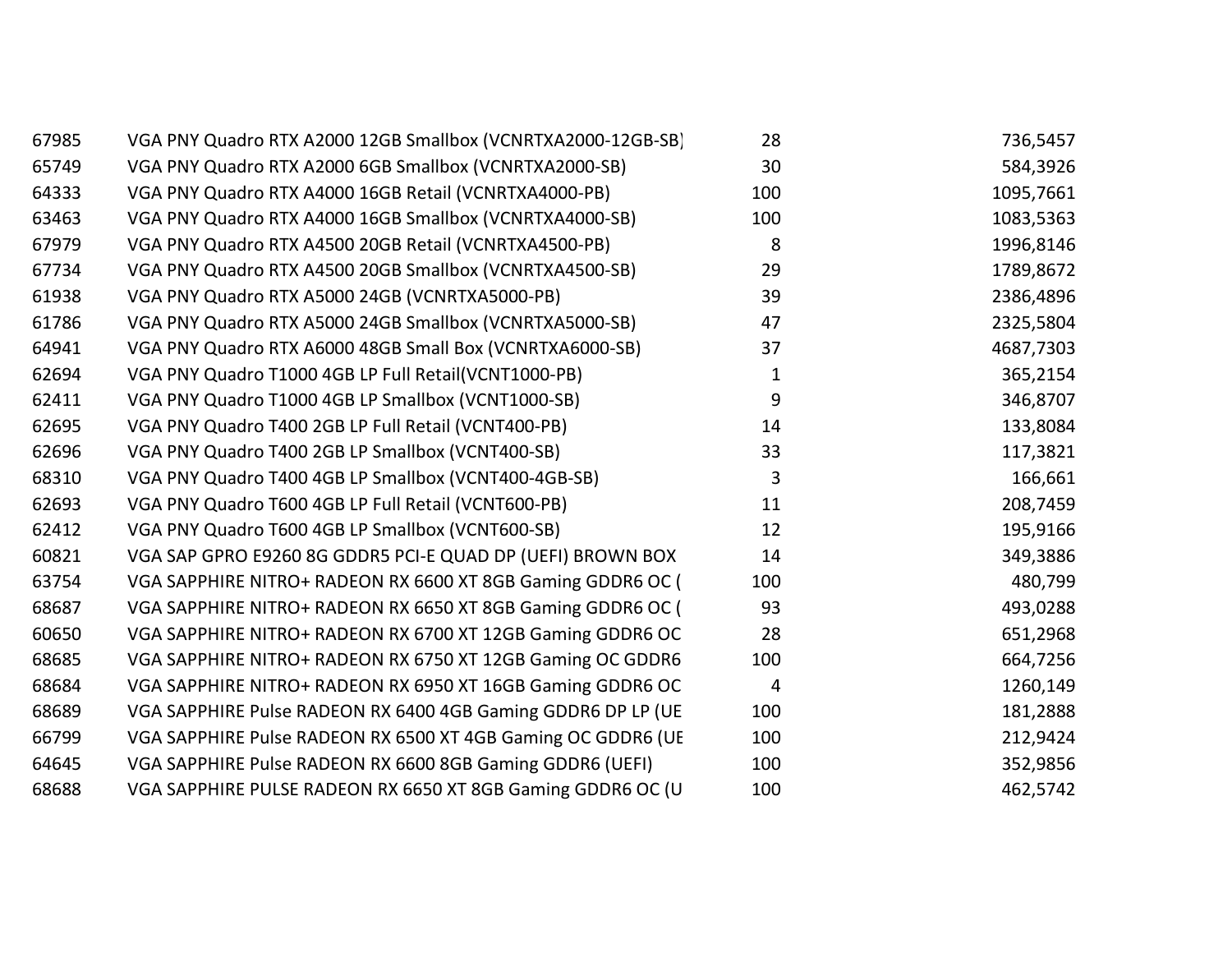| | | | |
|---|---|---|---|
| 67985 | VGA PNY Quadro RTX A2000 12GB Smallbox (VCNRTXA2000-12GB-SB) | 28 | 736,5457 |
| 65749 | VGA PNY Quadro RTX A2000 6GB Smallbox (VCNRTXA2000-SB) | 30 | 584,3926 |
| 64333 | VGA PNY Quadro RTX A4000 16GB Retail (VCNRTXA4000-PB) | 100 | 1095,7661 |
| 63463 | VGA PNY Quadro RTX A4000 16GB Smallbox (VCNRTXA4000-SB) | 100 | 1083,5363 |
| 67979 | VGA PNY Quadro RTX A4500 20GB Retail (VCNRTXA4500-PB) | 8 | 1996,8146 |
| 67734 | VGA PNY Quadro RTX A4500 20GB Smallbox (VCNRTXA4500-SB) | 29 | 1789,8672 |
| 61938 | VGA PNY Quadro RTX A5000 24GB (VCNRTXA5000-PB) | 39 | 2386,4896 |
| 61786 | VGA PNY Quadro RTX A5000 24GB Smallbox (VCNRTXA5000-SB) | 47 | 2325,5804 |
| 64941 | VGA PNY Quadro RTX A6000 48GB Small Box (VCNRTXA6000-SB) | 37 | 4687,7303 |
| 62694 | VGA PNY Quadro T1000 4GB LP Full Retail(VCNT1000-PB) | 1 | 365,2154 |
| 62411 | VGA PNY Quadro T1000 4GB LP Smallbox (VCNT1000-SB) | 9 | 346,8707 |
| 62695 | VGA PNY Quadro T400 2GB LP Full Retail (VCNT400-PB) | 14 | 133,8084 |
| 62696 | VGA PNY Quadro T400 2GB LP Smallbox (VCNT400-SB) | 33 | 117,3821 |
| 68310 | VGA PNY Quadro T400 4GB LP Smallbox (VCNT400-4GB-SB) | 3 | 166,661 |
| 62693 | VGA PNY Quadro T600 4GB LP Full Retail (VCNT600-PB) | 11 | 208,7459 |
| 62412 | VGA PNY Quadro T600 4GB LP Smallbox (VCNT600-SB) | 12 | 195,9166 |
| 60821 | VGA SAP GPRO E9260 8G GDDR5 PCI-E QUAD DP (UEFI) BROWN BOX | 14 | 349,3886 |
| 63754 | VGA SAPPHIRE NITRO+ RADEON RX 6600 XT 8GB Gaming GDDR6 OC ( | 100 | 480,799 |
| 68687 | VGA SAPPHIRE NITRO+ RADEON RX 6650 XT 8GB Gaming GDDR6 OC ( | 93 | 493,0288 |
| 60650 | VGA SAPPHIRE NITRO+ RADEON RX 6700 XT 12GB Gaming GDDR6 OC | 28 | 651,2968 |
| 68685 | VGA SAPPHIRE NITRO+ RADEON RX 6750 XT 12GB Gaming OC GDDR6 | 100 | 664,7256 |
| 68684 | VGA SAPPHIRE NITRO+ RADEON RX 6950 XT 16GB Gaming GDDR6 OC | 4 | 1260,149 |
| 68689 | VGA SAPPHIRE Pulse RADEON RX 6400 4GB Gaming GDDR6 DP LP (UE | 100 | 181,2888 |
| 66799 | VGA SAPPHIRE Pulse RADEON RX 6500 XT 4GB Gaming OC GDDR6 (UE | 100 | 212,9424 |
| 64645 | VGA SAPPHIRE Pulse RADEON RX 6600 8GB Gaming GDDR6 (UEFI) | 100 | 352,9856 |
| 68688 | VGA SAPPHIRE PULSE RADEON RX 6650 XT 8GB Gaming GDDR6 OC (U | 100 | 462,5742 |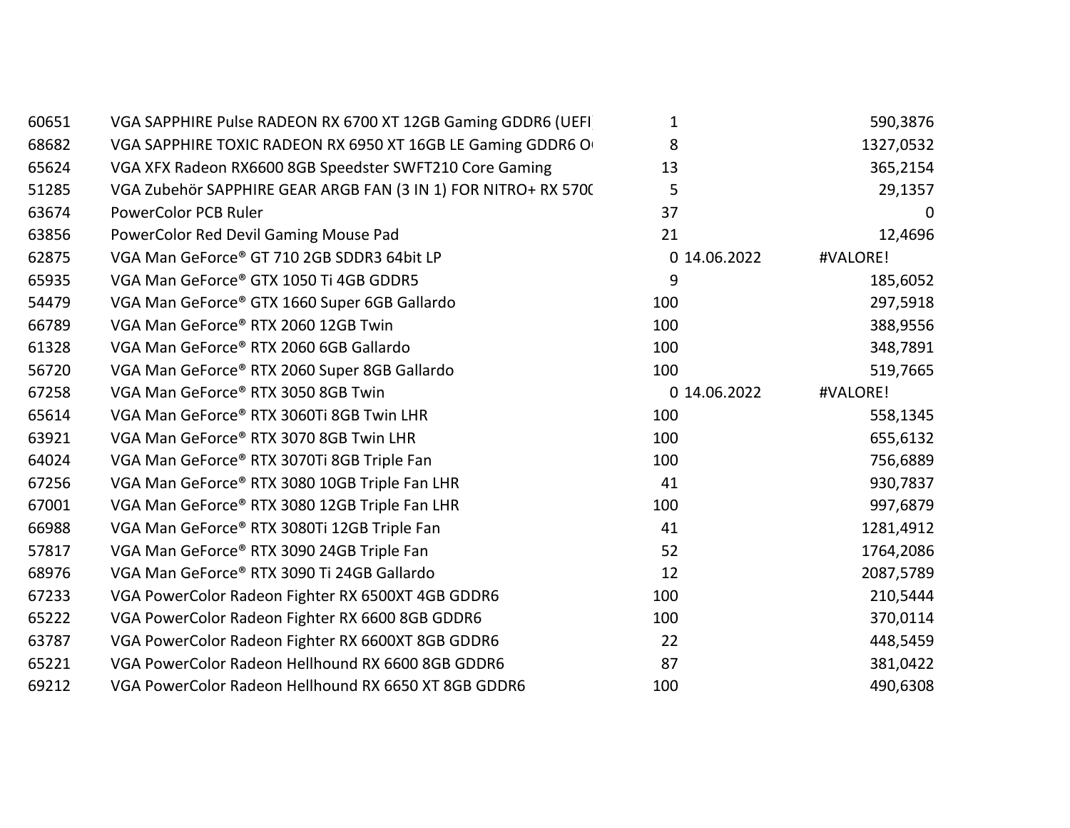| | | | | |
|---|---|---|---|---|
| 60651 | VGA SAPPHIRE Pulse RADEON RX 6700 XT 12GB Gaming GDDR6 (UEFI | 1 | | 590,3876 |
| 68682 | VGA SAPPHIRE TOXIC RADEON RX 6950 XT 16GB LE Gaming GDDR6 O | 8 | | 1327,0532 |
| 65624 | VGA XFX Radeon RX6600 8GB Speedster SWFT210 Core Gaming | 13 | | 365,2154 |
| 51285 | VGA Zubehör SAPPHIRE GEAR ARGB FAN (3 IN 1) FOR NITRO+ RX 5700 | 5 | | 29,1357 |
| 63674 | PowerColor PCB Ruler | 37 | | 0 |
| 63856 | PowerColor Red Devil Gaming Mouse Pad | 21 | | 12,4696 |
| 62875 | VGA Man GeForce® GT 710 2GB SDDR3 64bit LP | 0 | 14.06.2022 | #VALORE! |
| 65935 | VGA Man GeForce® GTX 1050 Ti 4GB GDDR5 | 9 | | 185,6052 |
| 54479 | VGA Man GeForce® GTX 1660 Super 6GB Gallardo | 100 | | 297,5918 |
| 66789 | VGA Man GeForce® RTX 2060 12GB Twin | 100 | | 388,9556 |
| 61328 | VGA Man GeForce® RTX 2060 6GB Gallardo | 100 | | 348,7891 |
| 56720 | VGA Man GeForce® RTX 2060 Super 8GB Gallardo | 100 | | 519,7665 |
| 67258 | VGA Man GeForce® RTX 3050 8GB Twin | 0 | 14.06.2022 | #VALORE! |
| 65614 | VGA Man GeForce® RTX 3060Ti 8GB Twin LHR | 100 | | 558,1345 |
| 63921 | VGA Man GeForce® RTX 3070 8GB Twin LHR | 100 | | 655,6132 |
| 64024 | VGA Man GeForce® RTX 3070Ti 8GB Triple Fan | 100 | | 756,6889 |
| 67256 | VGA Man GeForce® RTX 3080 10GB Triple Fan LHR | 41 | | 930,7837 |
| 67001 | VGA Man GeForce® RTX 3080 12GB Triple Fan LHR | 100 | | 997,6879 |
| 66988 | VGA Man GeForce® RTX 3080Ti 12GB Triple Fan | 41 | | 1281,4912 |
| 57817 | VGA Man GeForce® RTX 3090 24GB Triple Fan | 52 | | 1764,2086 |
| 68976 | VGA Man GeForce® RTX 3090 Ti 24GB Gallardo | 12 | | 2087,5789 |
| 67233 | VGA PowerColor Radeon Fighter RX 6500XT 4GB GDDR6 | 100 | | 210,5444 |
| 65222 | VGA PowerColor Radeon Fighter RX 6600 8GB GDDR6 | 100 | | 370,0114 |
| 63787 | VGA PowerColor Radeon Fighter RX 6600XT 8GB GDDR6 | 22 | | 448,5459 |
| 65221 | VGA PowerColor Radeon Hellhound RX 6600 8GB GDDR6 | 87 | | 381,0422 |
| 69212 | VGA PowerColor Radeon Hellhound RX 6650 XT 8GB GDDR6 | 100 | | 490,6308 |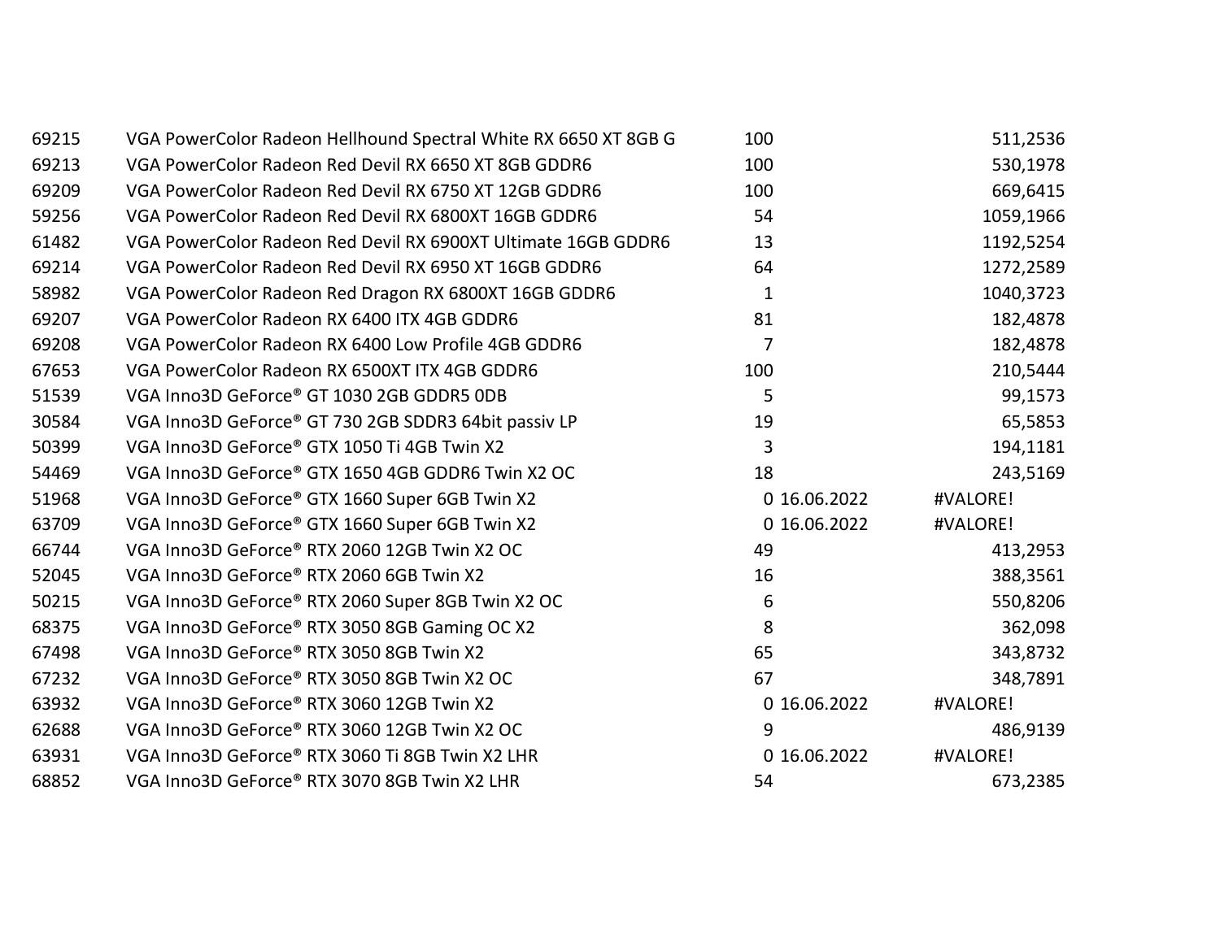| | | | | |
|---|---|---|---|---|
| 69215 | VGA PowerColor Radeon Hellhound Spectral White RX 6650 XT 8GB G | 100 | | 511,2536 |
| 69213 | VGA PowerColor Radeon Red Devil RX 6650 XT 8GB GDDR6 | 100 | | 530,1978 |
| 69209 | VGA PowerColor Radeon Red Devil RX 6750 XT 12GB GDDR6 | 100 | | 669,6415 |
| 59256 | VGA PowerColor Radeon Red Devil RX 6800XT 16GB GDDR6 | 54 | | 1059,1966 |
| 61482 | VGA PowerColor Radeon Red Devil RX 6900XT Ultimate 16GB GDDR6 | 13 | | 1192,5254 |
| 69214 | VGA PowerColor Radeon Red Devil RX 6950 XT 16GB GDDR6 | 64 | | 1272,2589 |
| 58982 | VGA PowerColor Radeon Red Dragon RX 6800XT 16GB GDDR6 | 1 | | 1040,3723 |
| 69207 | VGA PowerColor Radeon RX 6400 ITX 4GB GDDR6 | 81 | | 182,4878 |
| 69208 | VGA PowerColor Radeon RX 6400 Low Profile 4GB GDDR6 | 7 | | 182,4878 |
| 67653 | VGA PowerColor Radeon RX 6500XT ITX 4GB GDDR6 | 100 | | 210,5444 |
| 51539 | VGA Inno3D GeForce® GT 1030 2GB GDDR5 0DB | 5 | | 99,1573 |
| 30584 | VGA Inno3D GeForce® GT 730 2GB SDDR3 64bit passiv LP | 19 | | 65,5853 |
| 50399 | VGA Inno3D GeForce® GTX 1050 Ti 4GB Twin X2 | 3 | | 194,1181 |
| 54469 | VGA Inno3D GeForce® GTX 1650 4GB GDDR6 Twin X2 OC | 18 | | 243,5169 |
| 51968 | VGA Inno3D GeForce® GTX 1660 Super 6GB Twin X2 | 0 | 16.06.2022 | #VALORE! |
| 63709 | VGA Inno3D GeForce® GTX 1660 Super 6GB Twin X2 | 0 | 16.06.2022 | #VALORE! |
| 66744 | VGA Inno3D GeForce® RTX 2060 12GB Twin X2 OC | 49 | | 413,2953 |
| 52045 | VGA Inno3D GeForce® RTX 2060 6GB Twin X2 | 16 | | 388,3561 |
| 50215 | VGA Inno3D GeForce® RTX 2060 Super 8GB Twin X2 OC | 6 | | 550,8206 |
| 68375 | VGA Inno3D GeForce® RTX 3050 8GB Gaming OC X2 | 8 | | 362,098 |
| 67498 | VGA Inno3D GeForce® RTX 3050 8GB Twin X2 | 65 | | 343,8732 |
| 67232 | VGA Inno3D GeForce® RTX 3050 8GB Twin X2 OC | 67 | | 348,7891 |
| 63932 | VGA Inno3D GeForce® RTX 3060 12GB Twin X2 | 0 | 16.06.2022 | #VALORE! |
| 62688 | VGA Inno3D GeForce® RTX 3060 12GB Twin X2 OC | 9 | | 486,9139 |
| 63931 | VGA Inno3D GeForce® RTX 3060 Ti 8GB Twin X2 LHR | 0 | 16.06.2022 | #VALORE! |
| 68852 | VGA Inno3D GeForce® RTX 3070 8GB Twin X2 LHR | 54 | | 673,2385 |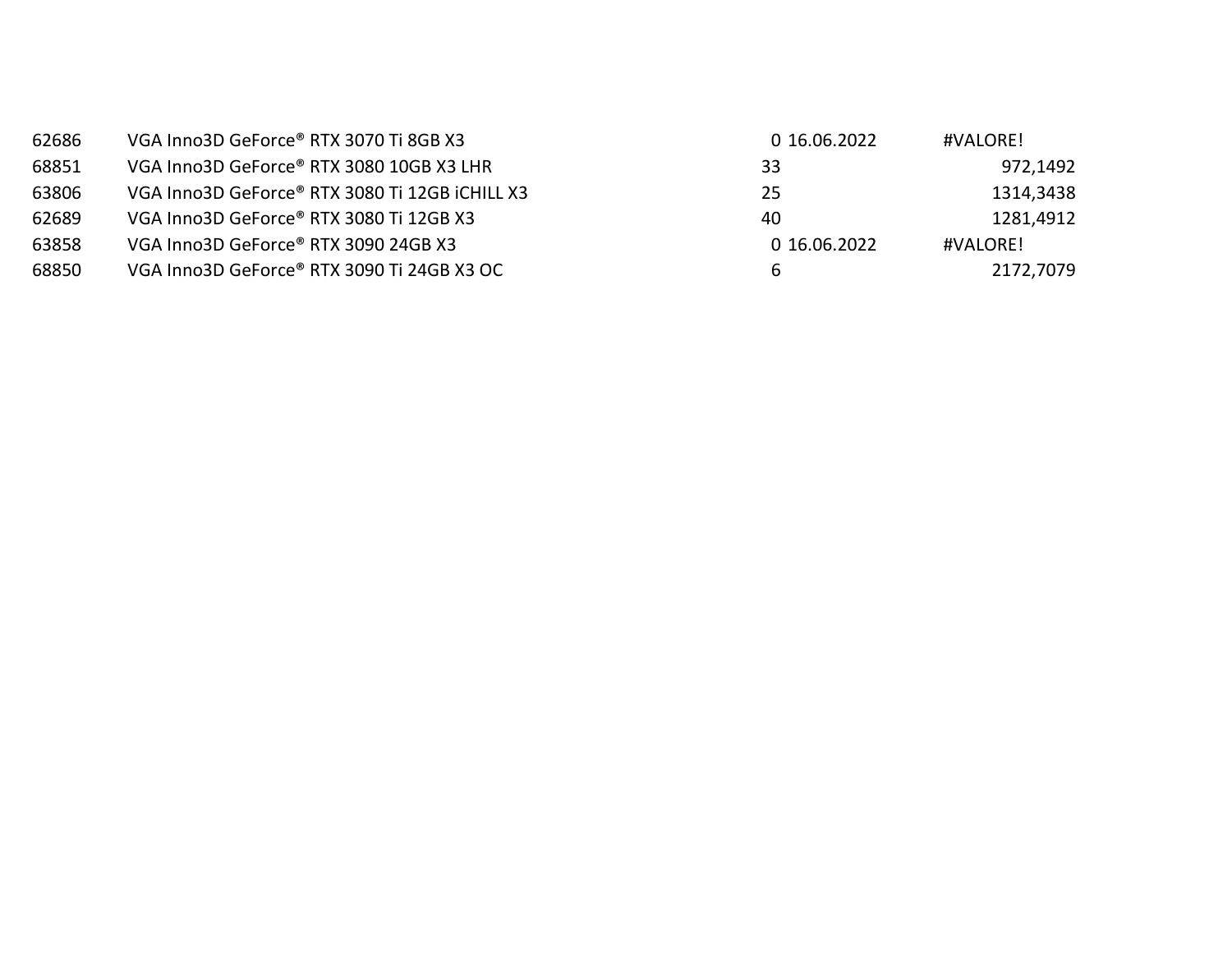| | | | | |
|---|---|---|---|---|
| 62686 | VGA Inno3D GeForce® RTX 3070 Ti 8GB X3 | 0 | 16.06.2022 | #VALORE! |
| 68851 | VGA Inno3D GeForce® RTX 3080 10GB X3 LHR | 33 | | 972,1492 |
| 63806 | VGA Inno3D GeForce® RTX 3080 Ti 12GB iCHILL X3 | 25 | | 1314,3438 |
| 62689 | VGA Inno3D GeForce® RTX 3080 Ti 12GB X3 | 40 | | 1281,4912 |
| 63858 | VGA Inno3D GeForce® RTX 3090 24GB X3 | 0 | 16.06.2022 | #VALORE! |
| 68850 | VGA Inno3D GeForce® RTX 3090 Ti 24GB X3 OC | 6 | | 2172,7079 |